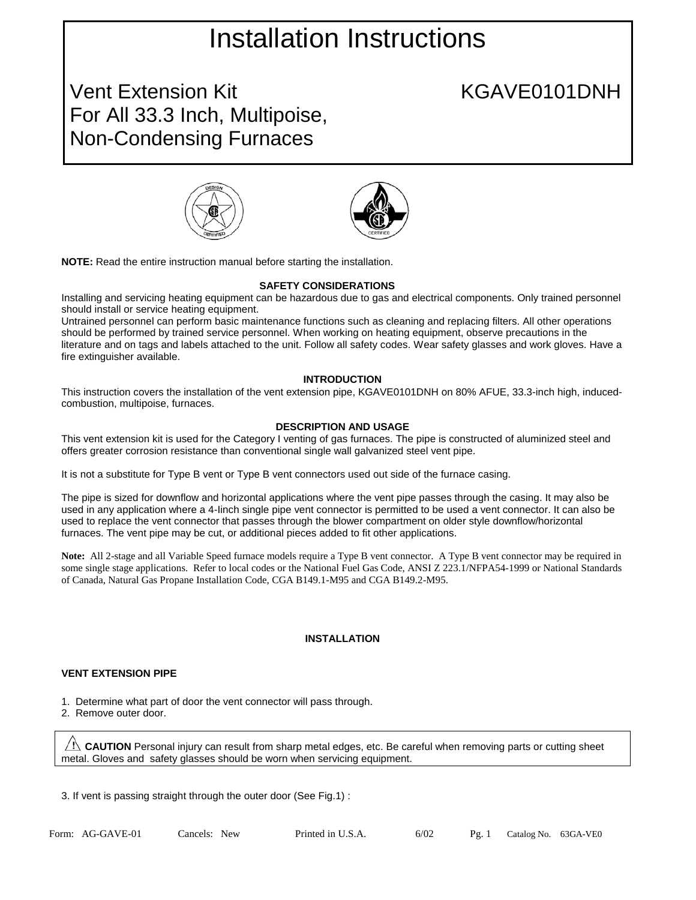# Installation Instructions

## Vent Extension Kit — KGAVE0101DNH

## For All 33.3 Inch, Multipoise, Non-Condensing Furnaces

**NOTE:** Read the entire instruction manual before starting the installation.

### SAFETY CONSIDERATIONS

Installing and servicing heating equipment can be hazardous due to gas and electrical components. Only trained personnel should install or service heating equipment.

Untrained personnel can perform basic maintenance functions such as cleaning and replacing filters. All other operations should be performed by trained service personnel. When working on heating equipment, observe precautions in the literature and on tags and labels attached to the unit. Follow all safety codes. Wear safety glasses and work gloves. Have a fire extinguisher available.

### INTRODUCTION

This instruction covers the installation of the vent extension pipe, KGAVE0101DNH on 80% AFUE, 33.3-inch high, induced-combustion, multipoise, furnaces.

### DESCRIPTION AND USAGE

This vent extension kit is used for the Category I venting of gas furnaces. The pipe is constructed of aluminized steel and offers greater corrosion resistance than conventional single wall galvanized steel vent pipe.

It is not a substitute for Type B vent or Type B vent connectors used out side of the furnace casing.

The pipe is sized for downflow and horizontal applications where the vent pipe passes through the casing. It may also be used in any application where a 4-Iinch single pipe vent connector is permitted to be used a vent connector. It can also be used to replace the vent connector that passes through the blower compartment on older style downflow/horizontal furnaces. The vent pipe may be cut, or additional pieces added to fit other applications.

**Note:** All 2-stage and all Variable Speed furnace models require a Type B vent connector. A Type B vent connector may be required in some single stage applications. Refer to local codes or the National Fuel Gas Code, ANSI Z 223.1/NFPA54-1999 or National Standards of Canada, Natural Gas Propane Installation Code, CGA B149.1-M95 and CGA B149.2-M95.

### INSTALLATION

#### VENT EXTENSION PIPE

1. Determine what part of door the vent connector will pass through.
2. Remove outer door.

> ⚠ **CAUTION** Personal injury can result from sharp metal edges, etc. Be careful when removing parts or cutting sheet metal. Gloves and safety glasses should be worn when servicing equipment.

3. If vent is passing straight through the outer door (See Fig.1) :

Form: AG-GAVE-01 Cancels: New Printed in U.S.A. 6/02 Catalog No. 63GA-VE0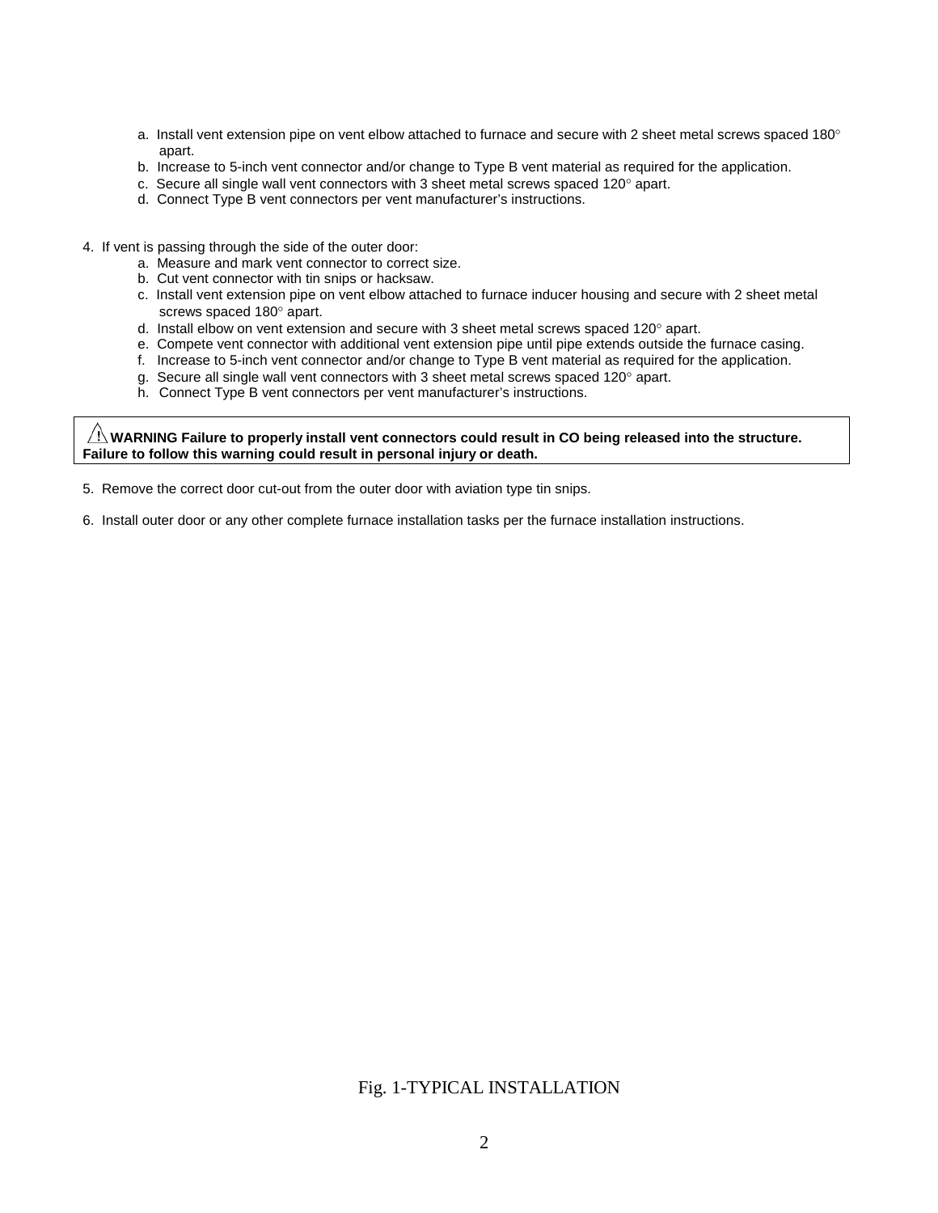a. Install vent extension pipe on vent elbow attached to furnace and secure with 2 sheet metal screws spaced 180° apart.
b. Increase to 5-inch vent connector and/or change to Type B vent material as required for the application.
c. Secure all single wall vent connectors with 3 sheet metal screws spaced 120° apart.
d. Connect Type B vent connectors per vent manufacturer's instructions.

4. If vent is passing through the side of the outer door:
   a. Measure and mark vent connector to correct size.
   b. Cut vent connector with tin snips or hacksaw.
   c. Install vent extension pipe on vent elbow attached to furnace inducer housing and secure with 2 sheet metal screws spaced 180° apart.
   d. Install elbow on vent extension and secure with 3 sheet metal screws spaced 120° apart.
   e. Compete vent connector with additional vent extension pipe until pipe extends outside the furnace casing.
   f. Increase to 5-inch vent connector and/or change to Type B vent material as required for the application.
   g. Secure all single wall vent connectors with 3 sheet metal screws spaced 120° apart.
   h. Connect Type B vent connectors per vent manufacturer's instructions.

**⚠ WARNING Failure to properly install vent connectors could result in CO being released into the structure. Failure to follow this warning could result in personal injury or death.**

5. Remove the correct door cut-out from the outer door with aviation type tin snips.

6. Install outer door or any other complete furnace installation tasks per the furnace installation instructions.

Fig. 1-TYPICAL INSTALLATION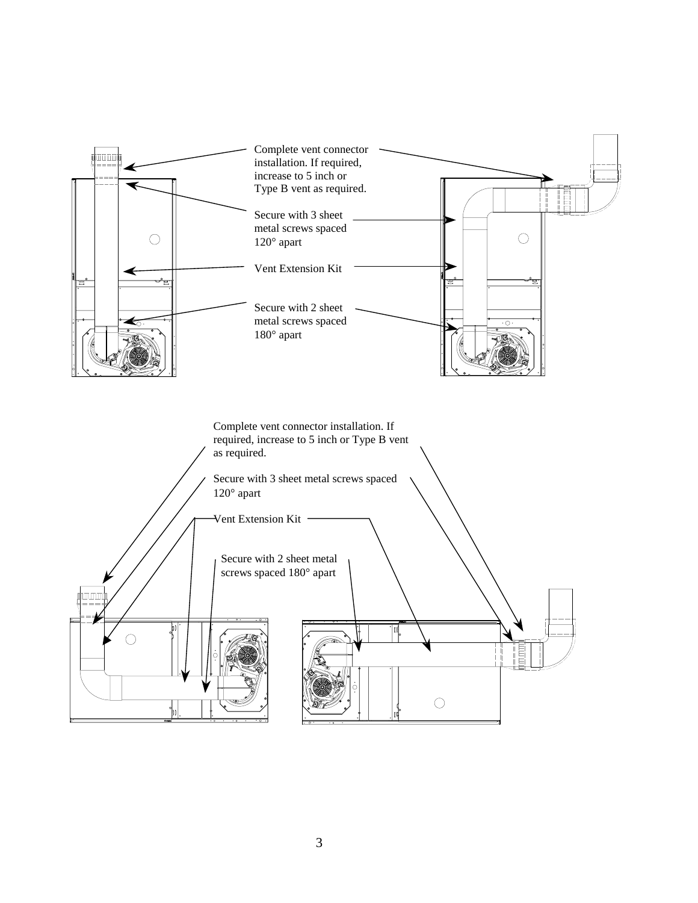Complete vent connector installation. If required, increase to 5 inch or Type B vent as required.

Secure with 3 sheet metal screws spaced 120° apart

Vent Extension Kit

Secure with 2 sheet metal screws spaced 180° apart

Complete vent connector installation. If required, increase to 5 inch or Type B vent as required.

Secure with 3 sheet metal screws spaced 120° apart

Vent Extension Kit

Secure with 2 sheet metal screws spaced 180° apart